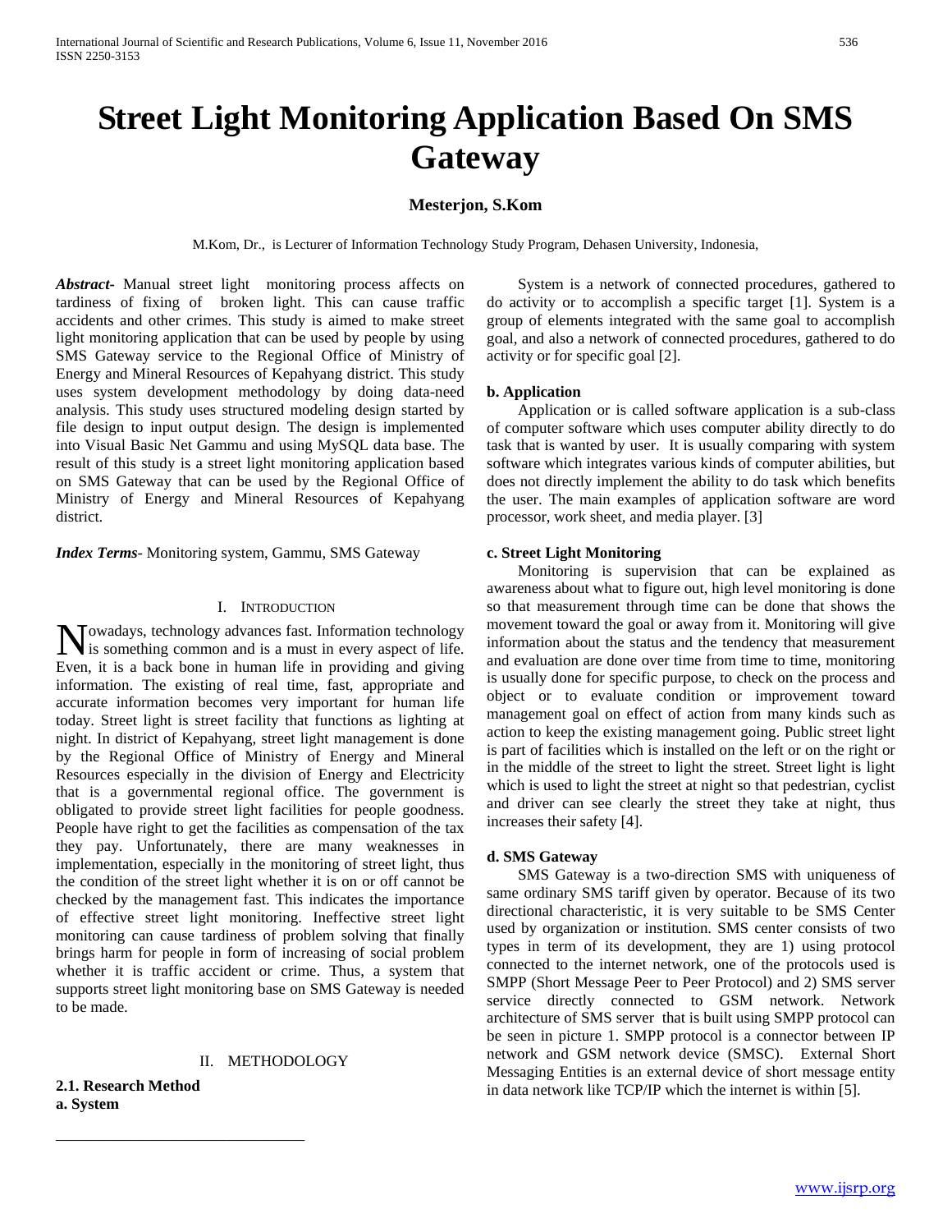# Street Light Monitoring Application Based On SMS Gateway

**Mesterjon, S.Kom**

M.Kom, Dr., is Lecturer of Information Technology Study Program, Dehasen University, Indonesia,

***Abstract***- Manual street light monitoring process affects on tardiness of fixing of broken light. This can cause traffic accidents and other crimes. This study is aimed to make street light monitoring application that can be used by people by using SMS Gateway service to the Regional Office of Ministry of Energy and Mineral Resources of Kepahyang district. This study uses system development methodology by doing data-need analysis. This study uses structured modeling design started by file design to input output design. The design is implemented into Visual Basic Net Gammu and using MySQL data base. The result of this study is a street light monitoring application based on SMS Gateway that can be used by the Regional Office of Ministry of Energy and Mineral Resources of Kepahyang district.

***Index Terms***- Monitoring system, Gammu, SMS Gateway

## I. Introduction

Nowadays, technology advances fast. Information technology is something common and is a must in every aspect of life. Even, it is a back bone in human life in providing and giving information. The existing of real time, fast, appropriate and accurate information becomes very important for human life today. Street light is street facility that functions as lighting at night. In district of Kepahyang, street light management is done by the Regional Office of Ministry of Energy and Mineral Resources especially in the division of Energy and Electricity that is a governmental regional office. The government is obligated to provide street light facilities for people goodness. People have right to get the facilities as compensation of the tax they pay. Unfortunately, there are many weaknesses in implementation, especially in the monitoring of street light, thus the condition of the street light whether it is on or off cannot be checked by the management fast. This indicates the importance of effective street light monitoring. Ineffective street light monitoring can cause tardiness of problem solving that finally brings harm for people in form of increasing of social problem whether it is traffic accident or crime. Thus, a system that supports street light monitoring base on SMS Gateway is needed to be made.

## II. Methodology

### 2.1. Research Method

**a. System**

System is a network of connected procedures, gathered to do activity or to accomplish a specific target [1]. System is a group of elements integrated with the same goal to accomplish goal, and also a network of connected procedures, gathered to do activity or for specific goal [2].

**b. Application**

Application or is called software application is a sub-class of computer software which uses computer ability directly to do task that is wanted by user. It is usually comparing with system software which integrates various kinds of computer abilities, but does not directly implement the ability to do task which benefits the user. The main examples of application software are word processor, work sheet, and media player. [3]

**c. Street Light Monitoring**

Monitoring is supervision that can be explained as awareness about what to figure out, high level monitoring is done so that measurement through time can be done that shows the movement toward the goal or away from it. Monitoring will give information about the status and the tendency that measurement and evaluation are done over time from time to time, monitoring is usually done for specific purpose, to check on the process and object or to evaluate condition or improvement toward management goal on effect of action from many kinds such as action to keep the existing management going. Public street light is part of facilities which is installed on the left or on the right or in the middle of the street to light the street. Street light is light which is used to light the street at night so that pedestrian, cyclist and driver can see clearly the street they take at night, thus increases their safety [4].

**d. SMS Gateway**

SMS Gateway is a two-direction SMS with uniqueness of same ordinary SMS tariff given by operator. Because of its two directional characteristic, it is very suitable to be SMS Center used by organization or institution. SMS center consists of two types in term of its development, they are 1) using protocol connected to the internet network, one of the protocols used is SMPP (Short Message Peer to Peer Protocol) and 2) SMS server service directly connected to GSM network. Network architecture of SMS server that is built using SMPP protocol can be seen in picture 1. SMPP protocol is a connector between IP network and GSM network device (SMSC). External Short Messaging Entities is an external device of short message entity in data network like TCP/IP which the internet is within [5].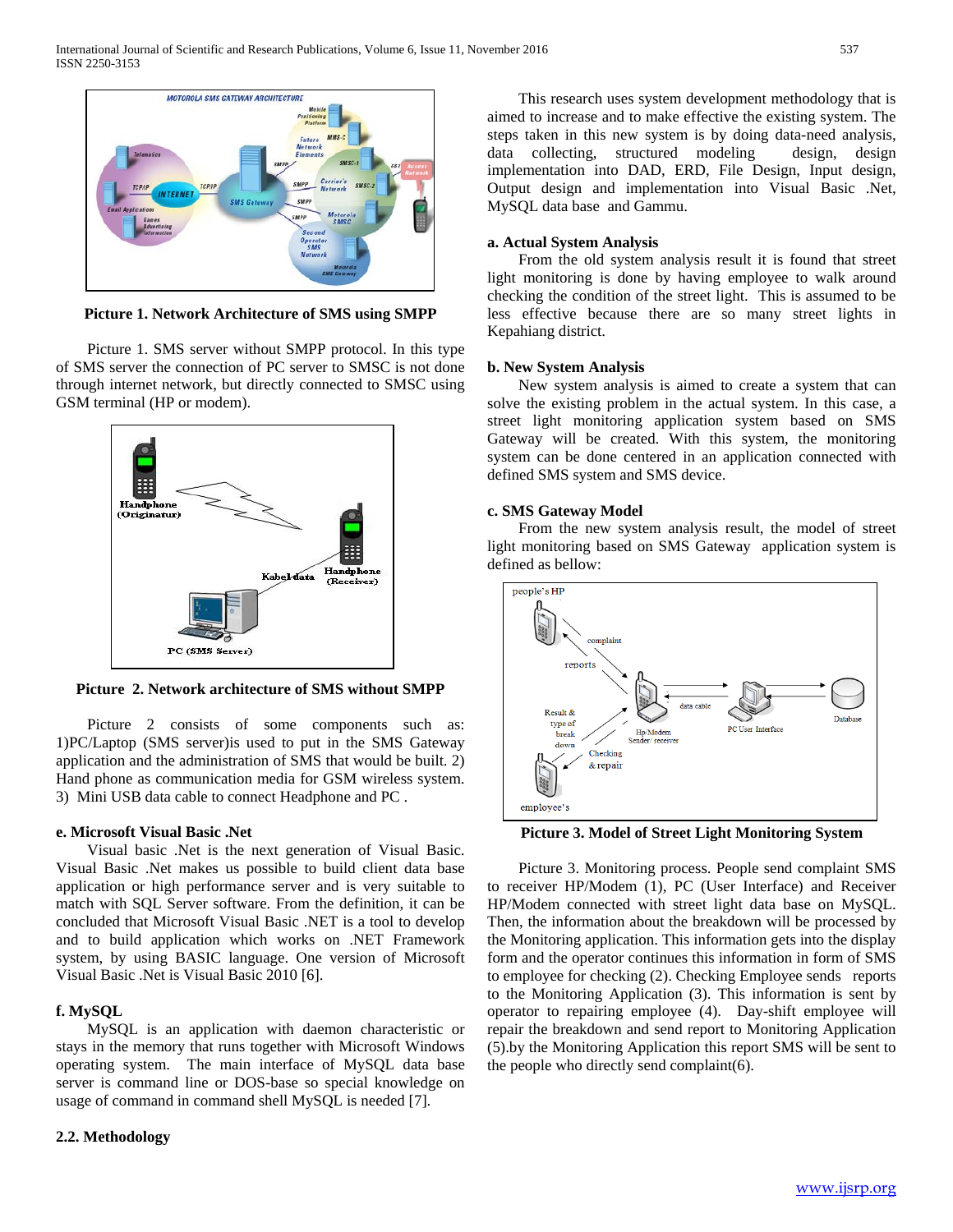Picture 1. Network Architecture of SMS using SMPP

Picture 1. SMS server without SMPP protocol. In this type of SMS server the connection of PC server to SMSC is not done through internet network, but directly connected to SMSC using GSM terminal (HP or modem).

Picture 2. Network architecture of SMS without SMPP

Picture 2 consists of some components such as: 1)PC/Laptop (SMS server)is used to put in the SMS Gateway application and the administration of SMS that would be built. 2) Hand phone as communication media for GSM wireless system. 3) Mini USB data cable to connect Headphone and PC .

### e. Microsoft Visual Basic .Net

Visual basic .Net is the next generation of Visual Basic. Visual Basic .Net makes us possible to build client data base application or high performance server and is very suitable to match with SQL Server software. From the definition, it can be concluded that Microsoft Visual Basic .NET is a tool to develop and to build application which works on .NET Framework system, by using BASIC language. One version of Microsoft Visual Basic .Net is Visual Basic 2010 [6].

### f. MySQL

MySQL is an application with daemon characteristic or stays in the memory that runs together with Microsoft Windows operating system. The main interface of MySQL data base server is command line or DOS-base so special knowledge on usage of command in command shell MySQL is needed [7].

## 2.2. Methodology

This research uses system development methodology that is aimed to increase and to make effective the existing system. The steps taken in this new system is by doing data-need analysis, data collecting, structured modeling design, design implementation into DAD, ERD, File Design, Input design, Output design and implementation into Visual Basic .Net, MySQL data base and Gammu.

### a. Actual System Analysis

From the old system analysis result it is found that street light monitoring is done by having employee to walk around checking the condition of the street light. This is assumed to be less effective because there are so many street lights in Kepahiang district.

### b. New System Analysis

New system analysis is aimed to create a system that can solve the existing problem in the actual system. In this case, a street light monitoring application system based on SMS Gateway will be created. With this system, the monitoring system can be done centered in an application connected with defined SMS system and SMS device.

### c. SMS Gateway Model

From the new system analysis result, the model of street light monitoring based on SMS Gateway application system is defined as bellow:

Picture 3. Model of Street Light Monitoring System

Picture 3. Monitoring process. People send complaint SMS to receiver HP/Modem (1), PC (User Interface) and Receiver HP/Modem connected with street light data base on MySQL. Then, the information about the breakdown will be processed by the Monitoring application. This information gets into the display form and the operator continues this information in form of SMS to employee for checking (2). Checking Employee sends reports to the Monitoring Application (3). This information is sent by operator to repairing employee (4). Day-shift employee will repair the breakdown and send report to Monitoring Application (5).by the Monitoring Application this report SMS will be sent to the people who directly send complaint(6).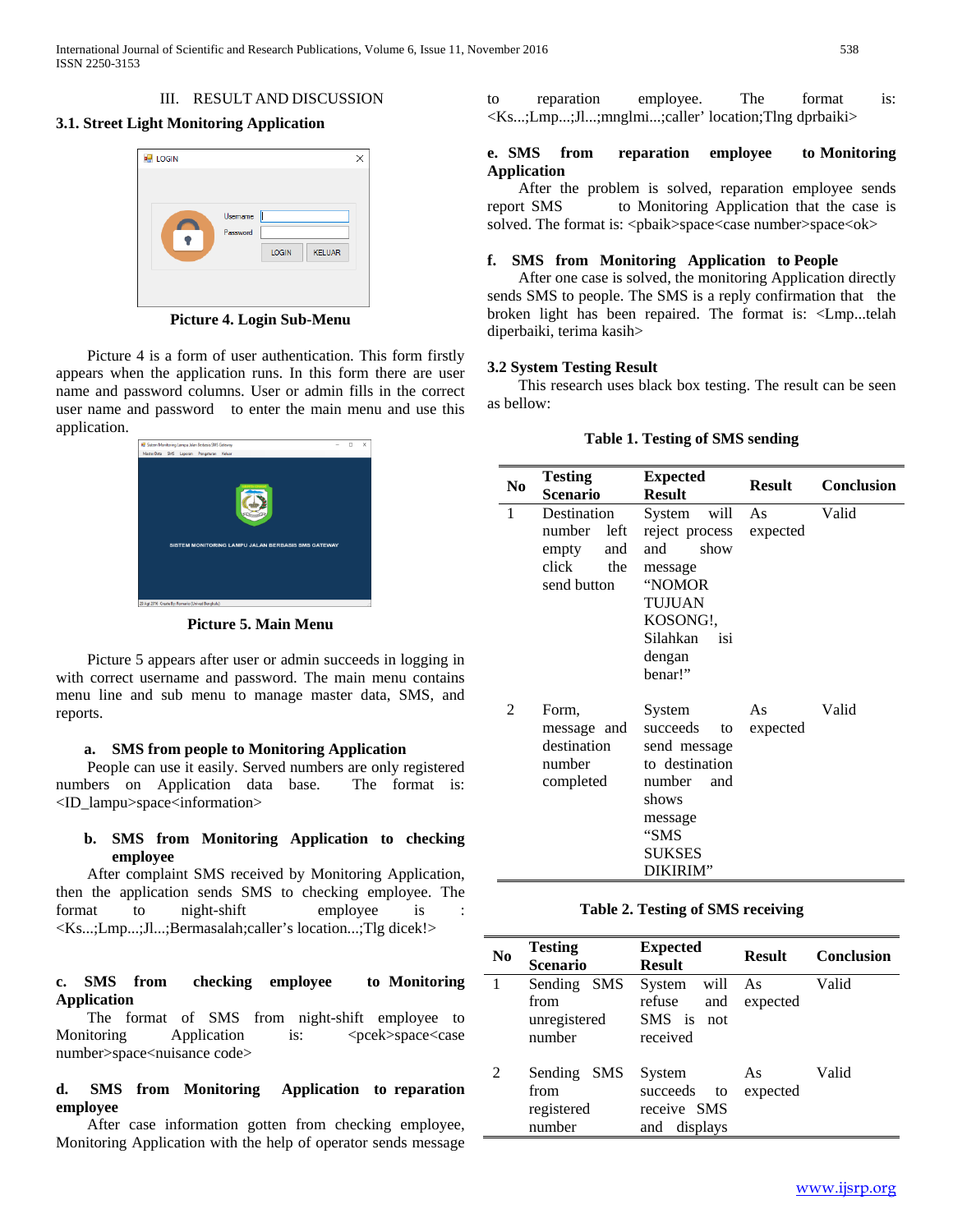## III. RESULT AND DISCUSSION

### 3.1. Street Light Monitoring Application

**Picture 4. Login Sub-Menu**

Picture 4 is a form of user authentication. This form firstly appears when the application runs. In this form there are user name and password columns. User or admin fills in the correct user name and password to enter the main menu and use this application.

**Picture 5. Main Menu**

Picture 5 appears after user or admin succeeds in logging in with correct username and password. The main menu contains menu line and sub menu to manage master data, SMS, and reports.

**a. SMS from people to Monitoring Application**

People can use it easily. Served numbers are only registered numbers on Application data base. The format is: <ID_lampu>space<information>

**b. SMS from Monitoring Application to checking employee**

After complaint SMS received by Monitoring Application, then the application sends SMS to checking employee. The format to night-shift employee is : <Ks...;Lmp...;Jl...;Bermasalah;caller's location...;Tlg dicek!>

**c. SMS from checking employee to Monitoring Application**

The format of SMS from night-shift employee to Monitoring Application is: <pcek>space<case number>space<nuisance code>

**d. SMS from Monitoring Application to reparation employee**

After case information gotten from checking employee, Monitoring Application with the help of operator sends message to reparation employee. The format is: <Ks...;Lmp...;Jl...;mnglmi...;caller' location;Tlng dprbaiki>

**e. SMS from reparation employee to Monitoring Application**

After the problem is solved, reparation employee sends report SMS to Monitoring Application that the case is solved. The format is: <pbaik>space<case number>space<ok>

**f. SMS from Monitoring Application to People**

After one case is solved, the monitoring Application directly sends SMS to people. The SMS is a reply confirmation that the broken light has been repaired. The format is: <Lmp...telah diperbaiki, terima kasih>

### 3.2 System Testing Result

This research uses black box testing. The result can be seen as bellow:

**Table 1. Testing of SMS sending**

| No | Testing Scenario | Expected Result | Result | Conclusion |
|---|---|---|---|---|
| 1 | Destination number left empty and click the send button | System will reject process and show message "NOMOR TUJUAN KOSONG!, Silahkan isi dengan benar!" | As expected | Valid |
| 2 | Form, message and destination number completed | System succeeds to send message to destination number and shows message "SMS SUKSES DIKIRIM" | As expected | Valid |

**Table 2. Testing of SMS receiving**

| No | Testing Scenario | Expected Result | Result | Conclusion |
|---|---|---|---|---|
| 1 | Sending SMS from unregistered number | System will refuse and SMS is not received | As expected | Valid |
| 2 | Sending SMS from registered number | System succeeds to receive SMS and displays | As expected | Valid |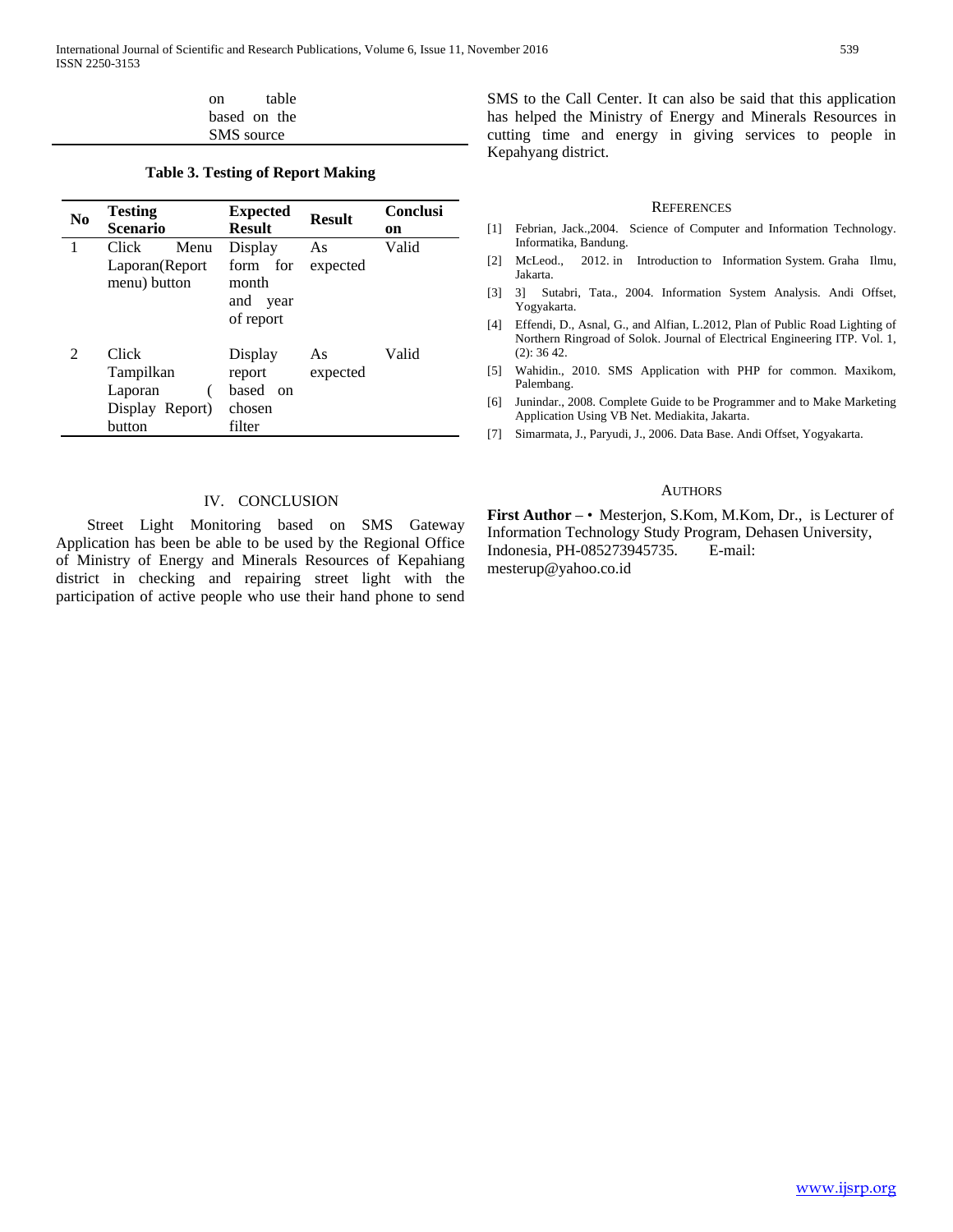| | | | | |
|---|---|---|---|---|
| | | on table based on the SMS source | | |

**Table 3. Testing of Report Making**

| No | Testing Scenario | Expected Result | Result | Conclusion |
|---|---|---|---|---|
| 1 | Click Menu Laporan(Report menu) button | Display form for month and year of report | As expected | Valid |
| 2 | Click Tampilkan Laporan ( Display Report) button | Display report based on chosen filter | As expected | Valid |

## IV. CONCLUSION

Street Light Monitoring based on SMS Gateway Application has been be able to be used by the Regional Office of Ministry of Energy and Minerals Resources of Kepahiang district in checking and repairing street light with the participation of active people who use their hand phone to send SMS to the Call Center. It can also be said that this application has helped the Ministry of Energy and Minerals Resources in cutting time and energy in giving services to people in Kepahyang district.

## REFERENCES

[1] Febrian, Jack.,2004. Science of Computer and Information Technology. Informatika, Bandung.

[2] McLeod., 2012. in Introduction to Information System. Graha Ilmu, Jakarta.

[3] 3] Sutabri, Tata., 2004. Information System Analysis. Andi Offset, Yogyakarta.

[4] Effendi, D., Asnal, G., and Alfian, L.2012, Plan of Public Road Lighting of Northern Ringroad of Solok. Journal of Electrical Engineering ITP. Vol. 1, (2): 36 42.

[5] Wahidin., 2010. SMS Application with PHP for common. Maxikom, Palembang.

[6] Junindar., 2008. Complete Guide to be Programmer and to Make Marketing Application Using VB Net. Mediakita, Jakarta.

[7] Simarmata, J., Paryudi, J., 2006. Data Base. Andi Offset, Yogyakarta.

## AUTHORS

**First Author** – • Mesterjon, S.Kom, M.Kom, Dr., is Lecturer of Information Technology Study Program, Dehasen University, Indonesia, PH-085273945735. E-mail: mesterup@yahoo.co.id